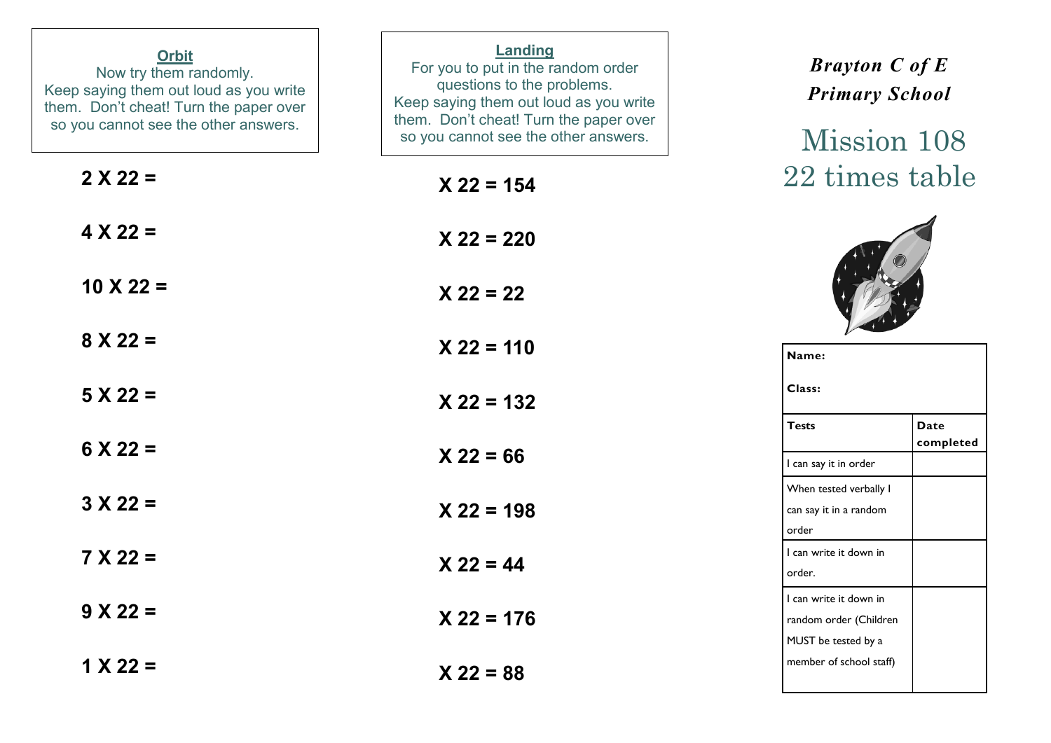**Orbit**

Now try them randomly.
Keep saying them out loud as you write them. Don't cheat! Turn the paper over so you cannot see the other answers.

**2 X 22 =**

**4 X 22 =**

**10 X 22 =**

**8 X 22 =**

**5 X 22 =**

**6 X 22 =**

**3 X 22 =**

**7 X 22 =**

**9 X 22 =**

**1 X 22 =**

**Landing**

For you to put in the random order questions to the problems.
Keep saying them out loud as you write them. Don't cheat! Turn the paper over so you cannot see the other answers.

**X 22 = 154**

**X 22 = 220**

**X 22 = 22**

**X 22 = 110**

**X 22 = 132**

**X 22 = 66**

**X 22 = 198**

**X 22 = 44**

**X 22 = 176**

**X 22 = 88**

***Brayton C of E Primary School***

# Mission 108
# 22 times table

| **Name:** <br><br> **Class:** | |
|---|---|
| **Tests** | **Date completed** |
| I can say it in order | |
| When tested verbally I can say it in a random order | |
| I can write it down in order. | |
| I can write it down in random order (Children MUST be tested by a member of school staff) | |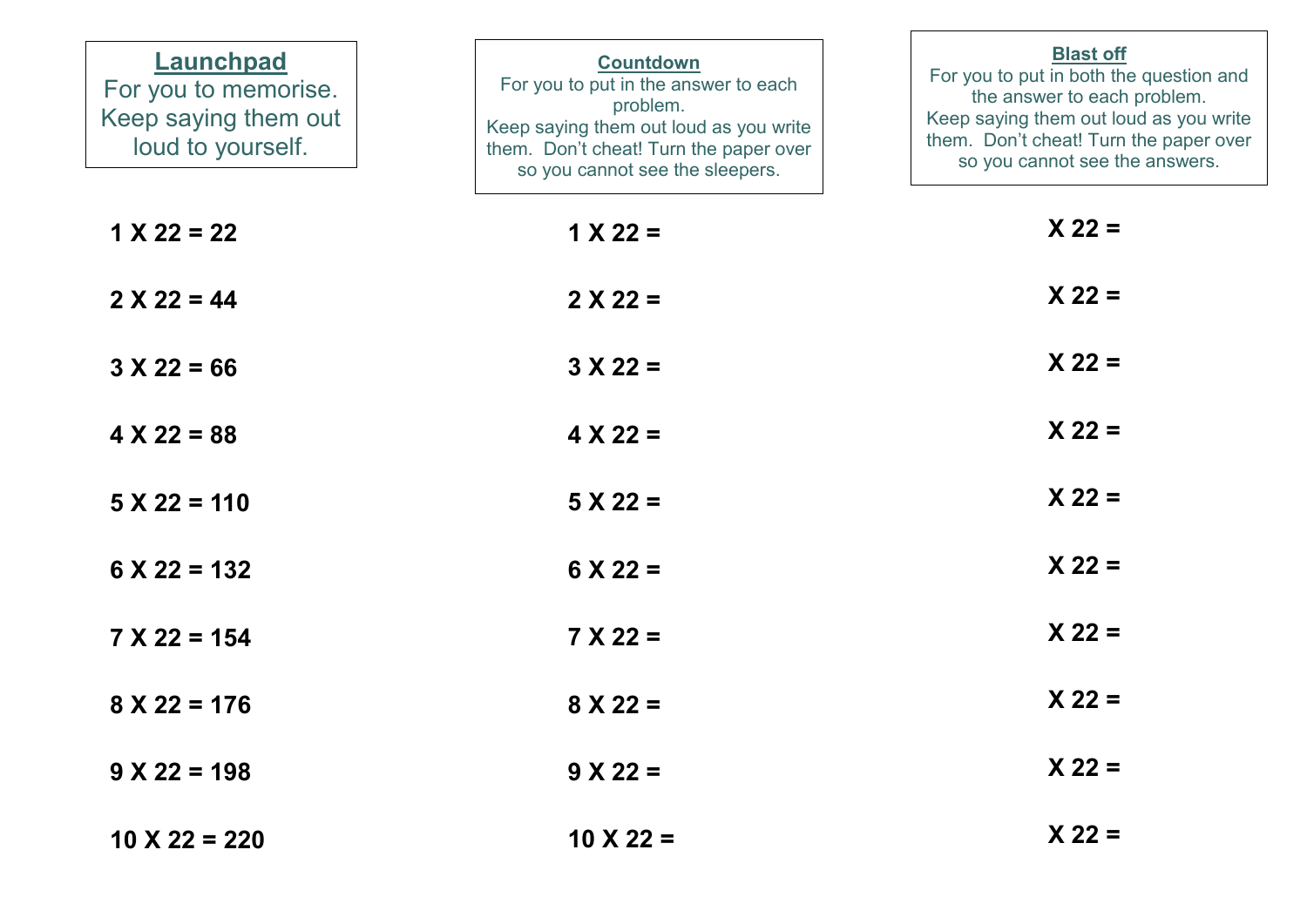| Launchpad<br>For you to memorise. Keep saying them out loud to yourself. | Countdown<br>For you to put in the answer to each problem. Keep saying them out loud as you write them. Don't cheat! Turn the paper over so you cannot see the sleepers. | Blast off<br>For you to put in both the question and the answer to each problem. Keep saying them out loud as you write them. Don't cheat! Turn the paper over so you cannot see the answers. |
|---|---|---|
| **1 X 22 = 22** | **1 X 22 =** | **X 22 =** |
| **2 X 22 = 44** | **2 X 22 =** | **X 22 =** |
| **3 X 22 = 66** | **3 X 22 =** | **X 22 =** |
| **4 X 22 = 88** | **4 X 22 =** | **X 22 =** |
| **5 X 22 = 110** | **5 X 22 =** | **X 22 =** |
| **6 X 22 = 132** | **6 X 22 =** | **X 22 =** |
| **7 X 22 = 154** | **7 X 22 =** | **X 22 =** |
| **8 X 22 = 176** | **8 X 22 =** | **X 22 =** |
| **9 X 22 = 198** | **9 X 22 =** | **X 22 =** |
| **10 X 22 = 220** | **10 X 22 =** | **X 22 =** |